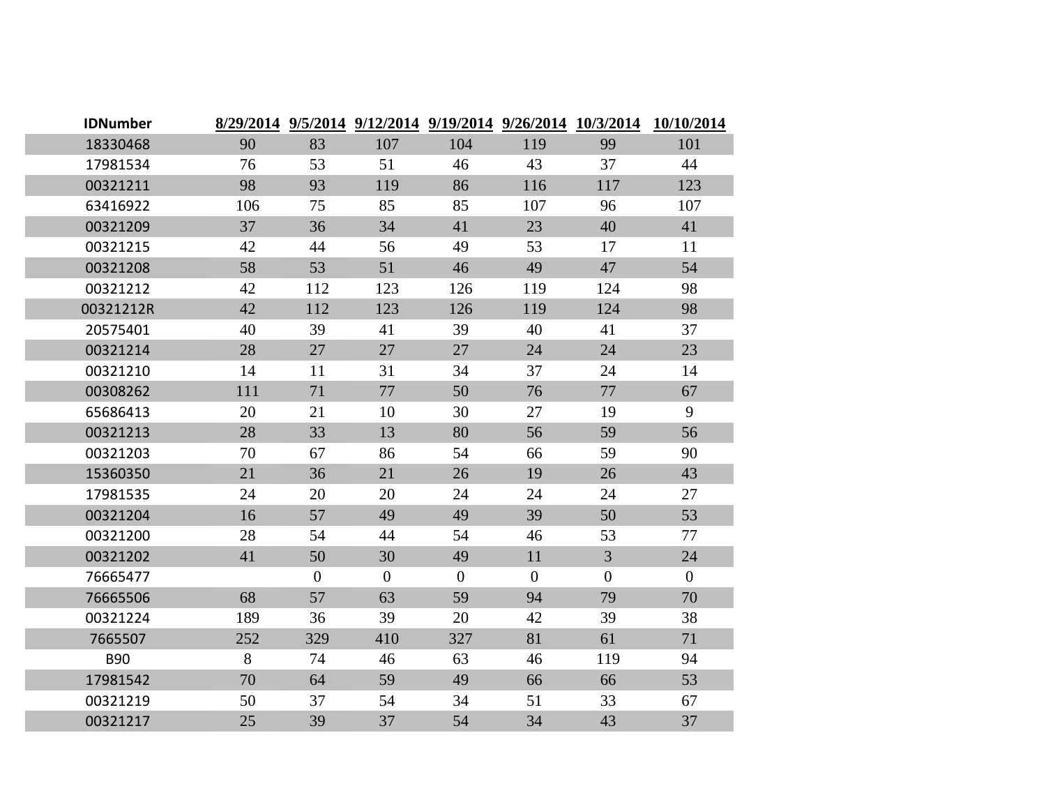| IDNumber | 8/29/2014 | 9/5/2014 | 9/12/2014 | 9/19/2014 | 9/26/2014 | 10/3/2014 | 10/10/2014 |
|---|---|---|---|---|---|---|---|
| 18330468 | 90 | 83 | 107 | 104 | 119 | 99 | 101 |
| 17981534 | 76 | 53 | 51 | 46 | 43 | 37 | 44 |
| 00321211 | 98 | 93 | 119 | 86 | 116 | 117 | 123 |
| 63416922 | 106 | 75 | 85 | 85 | 107 | 96 | 107 |
| 00321209 | 37 | 36 | 34 | 41 | 23 | 40 | 41 |
| 00321215 | 42 | 44 | 56 | 49 | 53 | 17 | 11 |
| 00321208 | 58 | 53 | 51 | 46 | 49 | 47 | 54 |
| 00321212 | 42 | 112 | 123 | 126 | 119 | 124 | 98 |
| 00321212R | 42 | 112 | 123 | 126 | 119 | 124 | 98 |
| 20575401 | 40 | 39 | 41 | 39 | 40 | 41 | 37 |
| 00321214 | 28 | 27 | 27 | 27 | 24 | 24 | 23 |
| 00321210 | 14 | 11 | 31 | 34 | 37 | 24 | 14 |
| 00308262 | 111 | 71 | 77 | 50 | 76 | 77 | 67 |
| 65686413 | 20 | 21 | 10 | 30 | 27 | 19 | 9 |
| 00321213 | 28 | 33 | 13 | 80 | 56 | 59 | 56 |
| 00321203 | 70 | 67 | 86 | 54 | 66 | 59 | 90 |
| 15360350 | 21 | 36 | 21 | 26 | 19 | 26 | 43 |
| 17981535 | 24 | 20 | 20 | 24 | 24 | 24 | 27 |
| 00321204 | 16 | 57 | 49 | 49 | 39 | 50 | 53 |
| 00321200 | 28 | 54 | 44 | 54 | 46 | 53 | 77 |
| 00321202 | 41 | 50 | 30 | 49 | 11 | 3 | 24 |
| 76665477 | | 0 | 0 | 0 | 0 | 0 | 0 |
| 76665506 | 68 | 57 | 63 | 59 | 94 | 79 | 70 |
| 00321224 | 189 | 36 | 39 | 20 | 42 | 39 | 38 |
| 7665507 | 252 | 329 | 410 | 327 | 81 | 61 | 71 |
| B90 | 8 | 74 | 46 | 63 | 46 | 119 | 94 |
| 17981542 | 70 | 64 | 59 | 49 | 66 | 66 | 53 |
| 00321219 | 50 | 37 | 54 | 34 | 51 | 33 | 67 |
| 00321217 | 25 | 39 | 37 | 54 | 34 | 43 | 37 |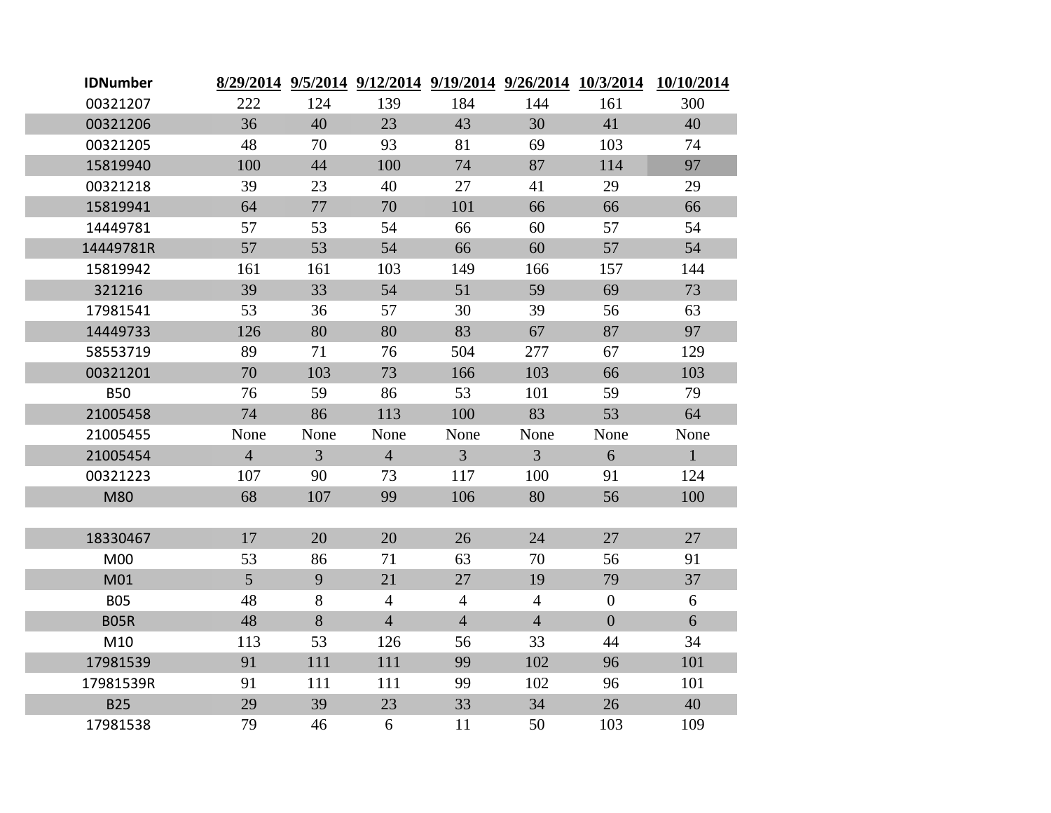| IDNumber | 8/29/2014 | 9/5/2014 | 9/12/2014 | 9/19/2014 | 9/26/2014 | 10/3/2014 | 10/10/2014 |
|---|---|---|---|---|---|---|---|
| 00321207 | 222 | 124 | 139 | 184 | 144 | 161 | 300 |
| 00321206 | 36 | 40 | 23 | 43 | 30 | 41 | 40 |
| 00321205 | 48 | 70 | 93 | 81 | 69 | 103 | 74 |
| 15819940 | 100 | 44 | 100 | 74 | 87 | 114 | 97 |
| 00321218 | 39 | 23 | 40 | 27 | 41 | 29 | 29 |
| 15819941 | 64 | 77 | 70 | 101 | 66 | 66 | 66 |
| 14449781 | 57 | 53 | 54 | 66 | 60 | 57 | 54 |
| 14449781R | 57 | 53 | 54 | 66 | 60 | 57 | 54 |
| 15819942 | 161 | 161 | 103 | 149 | 166 | 157 | 144 |
| 321216 | 39 | 33 | 54 | 51 | 59 | 69 | 73 |
| 17981541 | 53 | 36 | 57 | 30 | 39 | 56 | 63 |
| 14449733 | 126 | 80 | 80 | 83 | 67 | 87 | 97 |
| 58553719 | 89 | 71 | 76 | 504 | 277 | 67 | 129 |
| 00321201 | 70 | 103 | 73 | 166 | 103 | 66 | 103 |
| B50 | 76 | 59 | 86 | 53 | 101 | 59 | 79 |
| 21005458 | 74 | 86 | 113 | 100 | 83 | 53 | 64 |
| 21005455 | None | None | None | None | None | None | None |
| 21005454 | 4 | 3 | 4 | 3 | 3 | 6 | 1 |
| 00321223 | 107 | 90 | 73 | 117 | 100 | 91 | 124 |
| M80 | 68 | 107 | 99 | 106 | 80 | 56 | 100 |
| | | | | | | | |
| 18330467 | 17 | 20 | 20 | 26 | 24 | 27 | 27 |
| M00 | 53 | 86 | 71 | 63 | 70 | 56 | 91 |
| M01 | 5 | 9 | 21 | 27 | 19 | 79 | 37 |
| B05 | 48 | 8 | 4 | 4 | 4 | 0 | 6 |
| B05R | 48 | 8 | 4 | 4 | 4 | 0 | 6 |
| M10 | 113 | 53 | 126 | 56 | 33 | 44 | 34 |
| 17981539 | 91 | 111 | 111 | 99 | 102 | 96 | 101 |
| 17981539R | 91 | 111 | 111 | 99 | 102 | 96 | 101 |
| B25 | 29 | 39 | 23 | 33 | 34 | 26 | 40 |
| 17981538 | 79 | 46 | 6 | 11 | 50 | 103 | 109 |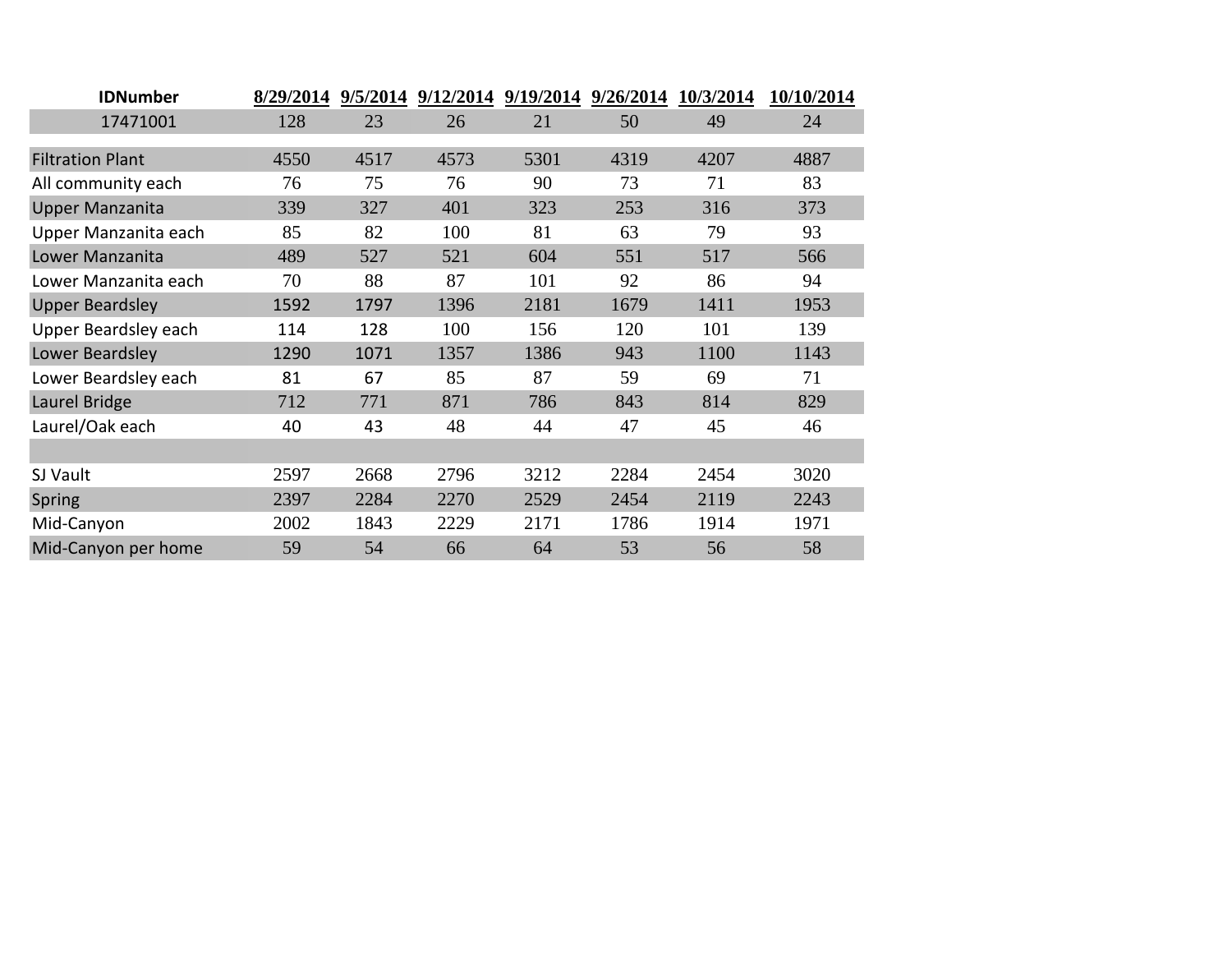| IDNumber | 8/29/2014 | 9/5/2014 | 9/12/2014 | 9/19/2014 | 9/26/2014 | 10/3/2014 | 10/10/2014 |
|---|---|---|---|---|---|---|---|
| 17471001 | 128 | 23 | 26 | 21 | 50 | 49 | 24 |
| | | | | | | | |
| Filtration Plant | 4550 | 4517 | 4573 | 5301 | 4319 | 4207 | 4887 |
| All community each | 76 | 75 | 76 | 90 | 73 | 71 | 83 |
| Upper Manzanita | 339 | 327 | 401 | 323 | 253 | 316 | 373 |
| Upper Manzanita each | 85 | 82 | 100 | 81 | 63 | 79 | 93 |
| Lower Manzanita | 489 | 527 | 521 | 604 | 551 | 517 | 566 |
| Lower Manzanita each | 70 | 88 | 87 | 101 | 92 | 86 | 94 |
| Upper Beardsley | 1592 | 1797 | 1396 | 2181 | 1679 | 1411 | 1953 |
| Upper Beardsley each | 114 | 128 | 100 | 156 | 120 | 101 | 139 |
| Lower Beardsley | 1290 | 1071 | 1357 | 1386 | 943 | 1100 | 1143 |
| Lower Beardsley each | 81 | 67 | 85 | 87 | 59 | 69 | 71 |
| Laurel Bridge | 712 | 771 | 871 | 786 | 843 | 814 | 829 |
| Laurel/Oak each | 40 | 43 | 48 | 44 | 47 | 45 | 46 |
| | | | | | | | |
| SJ Vault | 2597 | 2668 | 2796 | 3212 | 2284 | 2454 | 3020 |
| Spring | 2397 | 2284 | 2270 | 2529 | 2454 | 2119 | 2243 |
| Mid-Canyon | 2002 | 1843 | 2229 | 2171 | 1786 | 1914 | 1971 |
| Mid-Canyon per home | 59 | 54 | 66 | 64 | 53 | 56 | 58 |